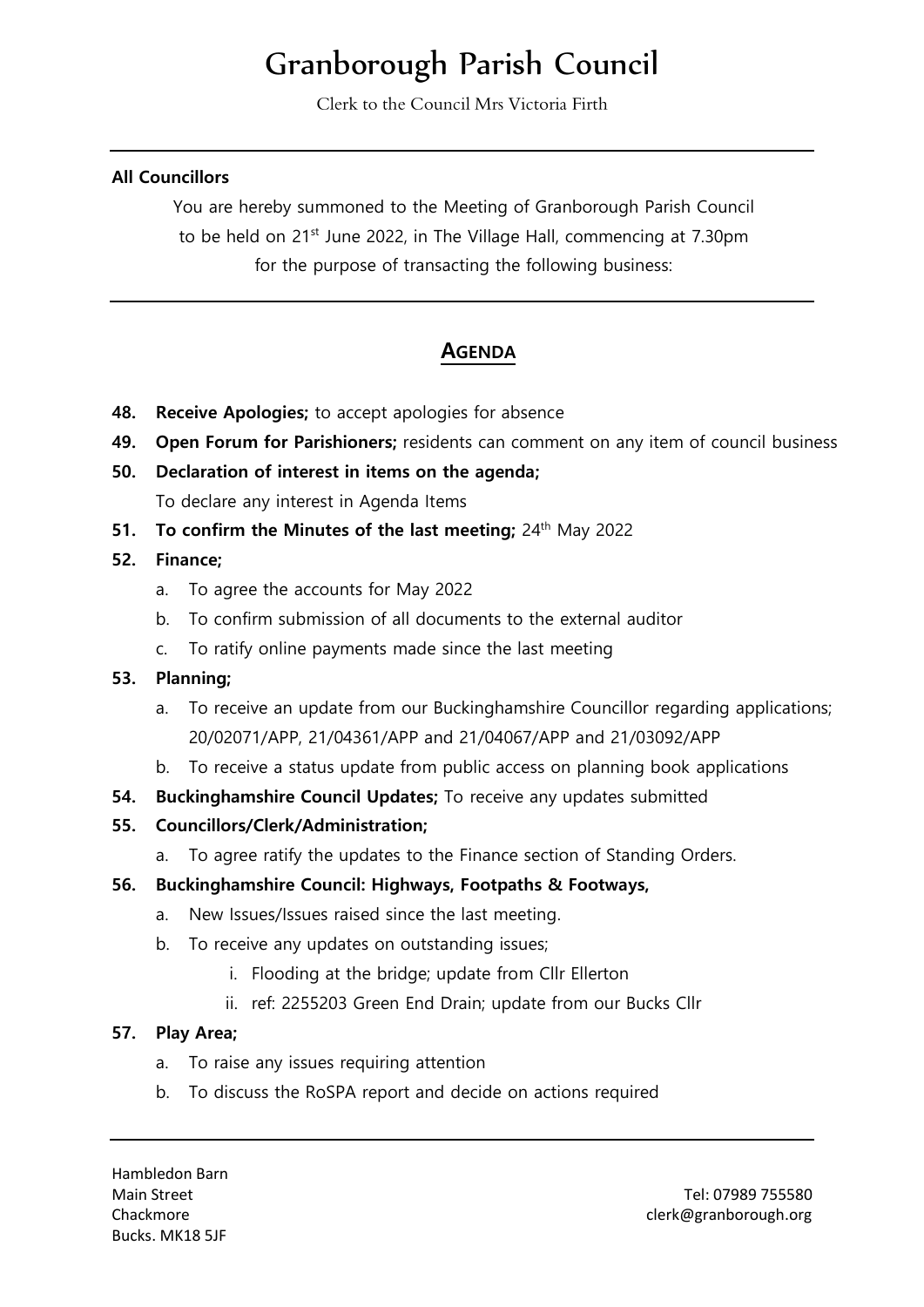# Granborough Parish Council

Clerk to the Council Mrs Victoria Firth

---

**All Councillors**

You are hereby summoned to the Meeting of Granborough Parish Council
to be held on 21st June 2022, in The Village Hall, commencing at 7.30pm
for the purpose of transacting the following business:

---

## AGENDA

**48. Receive Apologies;** to accept apologies for absence

**49. Open Forum for Parishioners;** residents can comment on any item of council business

**50. Declaration of interest in items on the agenda;**
To declare any interest in Agenda Items

**51. To confirm the Minutes of the last meeting;** 24th May 2022

**52. Finance;**

- a. To agree the accounts for May 2022
- b. To confirm submission of all documents to the external auditor
- c. To ratify online payments made since the last meeting

**53. Planning;**

- a. To receive an update from our Buckinghamshire Councillor regarding applications; 20/02071/APP, 21/04361/APP and 21/04067/APP and 21/03092/APP
- b. To receive a status update from public access on planning book applications

**54. Buckinghamshire Council Updates;** To receive any updates submitted

**55. Councillors/Clerk/Administration;**

- a. To agree ratify the updates to the Finance section of Standing Orders.

**56. Buckinghamshire Council: Highways, Footpaths & Footways,**

- a. New Issues/Issues raised since the last meeting.
- b. To receive any updates on outstanding issues;
  - i. Flooding at the bridge; update from Cllr Ellerton
  - ii. ref: 2255203 Green End Drain; update from our Bucks Cllr

**57. Play Area;**

- a. To raise any issues requiring attention
- b. To discuss the RoSPA report and decide on actions required

---

Hambledon Barn
Main Street
Chackmore
Bucks. MK18 5JF

Tel: 07989 755580
clerk@granborough.org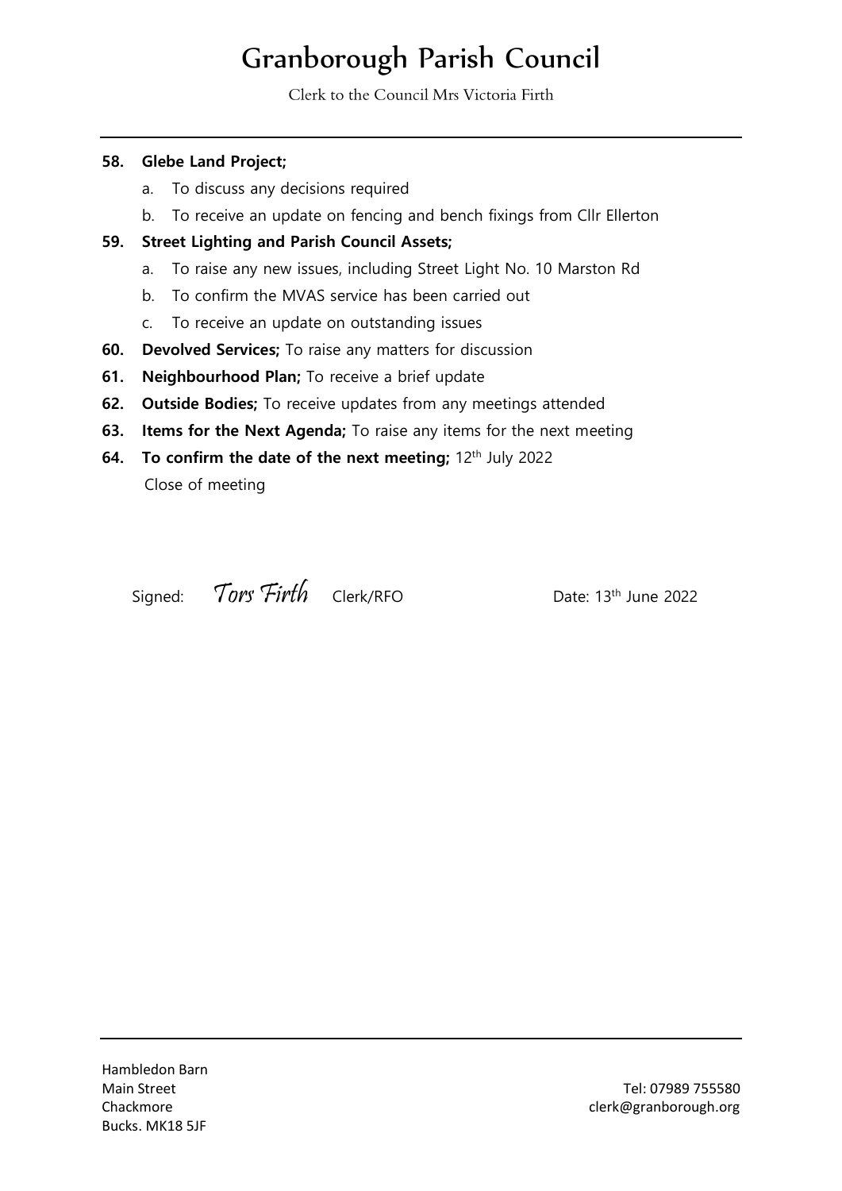**58. Glebe Land Project;**

a. To discuss any decisions required

b. To receive an update on fencing and bench fixings from Cllr Ellerton

**59. Street Lighting and Parish Council Assets;**

a. To raise any new issues, including Street Light No. 10 Marston Rd

b. To confirm the MVAS service has been carried out

c. To receive an update on outstanding issues

**60. Devolved Services;** To raise any matters for discussion

**61. Neighbourhood Plan;** To receive a brief update

**62. Outside Bodies;** To receive updates from any meetings attended

**63. Items for the Next Agenda;** To raise any items for the next meeting

**64. To confirm the date of the next meeting;** 12th July 2022

Close of meeting

Signed: *Tors Firth* Clerk/RFO Date: 13th June 2022

Hambledon Barn
Main Street
Chackmore
Bucks. MK18 5JF

Tel: 07989 755580
clerk@granborough.org